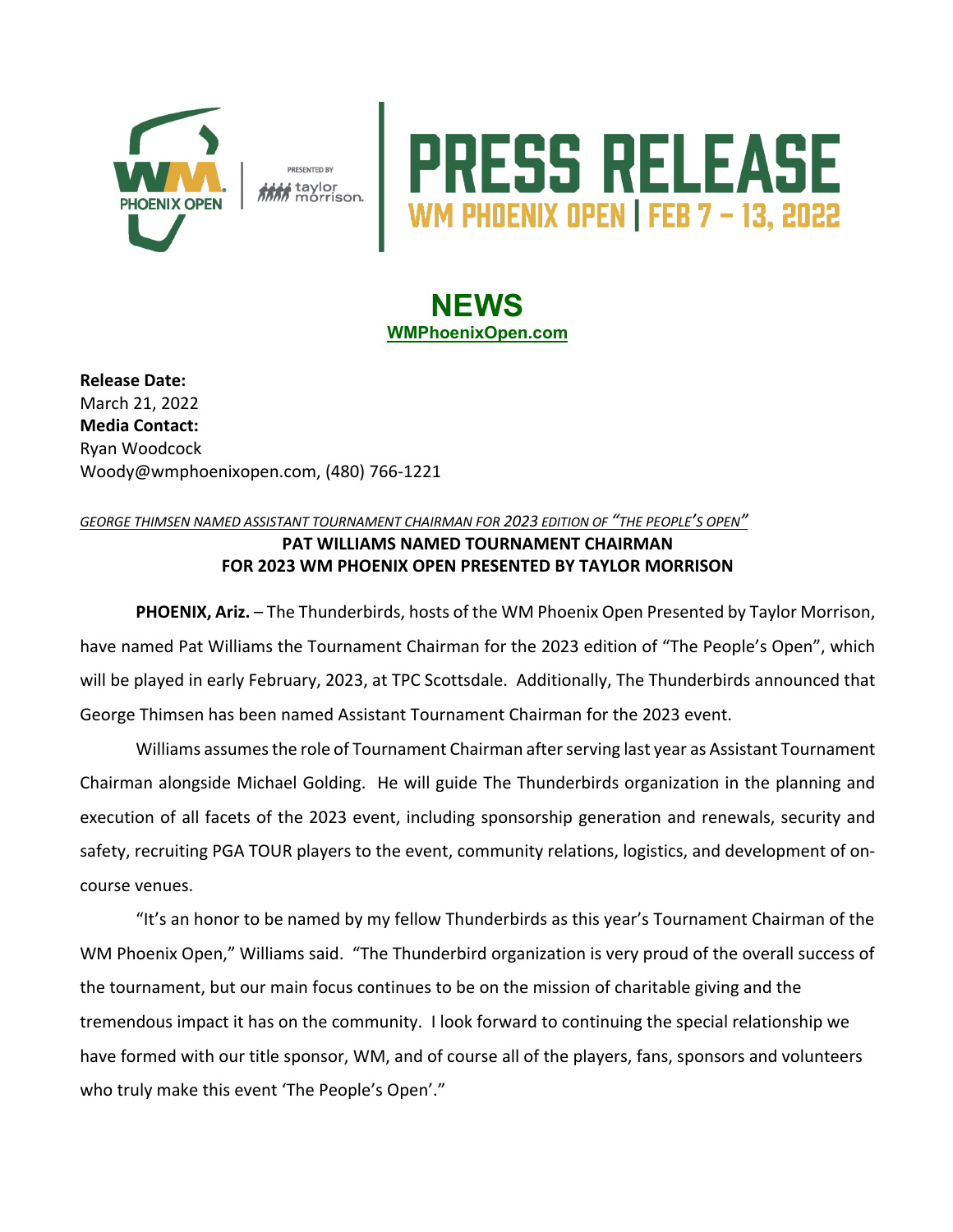# PRESS RELEASE

WM PHOENIX OPEN | FEB 7 – 13, 2022

## NEWS

WMPhoenixOpen.com

**Release Date:**
March 21, 2022
**Media Contact:**
Ryan Woodcock
Woody@wmphoenixopen.com, (480) 766-1221

*GEORGE THIMSEN NAMED ASSISTANT TOURNAMENT CHAIRMAN FOR 2023 EDITION OF "THE PEOPLE'S OPEN"*

**PAT WILLIAMS NAMED TOURNAMENT CHAIRMAN FOR 2023 WM PHOENIX OPEN PRESENTED BY TAYLOR MORRISON**

**PHOENIX, Ariz.** – The Thunderbirds, hosts of the WM Phoenix Open Presented by Taylor Morrison, have named Pat Williams the Tournament Chairman for the 2023 edition of "The People's Open", which will be played in early February, 2023, at TPC Scottsdale. Additionally, The Thunderbirds announced that George Thimsen has been named Assistant Tournament Chairman for the 2023 event.

Williams assumes the role of Tournament Chairman after serving last year as Assistant Tournament Chairman alongside Michael Golding. He will guide The Thunderbirds organization in the planning and execution of all facets of the 2023 event, including sponsorship generation and renewals, security and safety, recruiting PGA TOUR players to the event, community relations, logistics, and development of on-course venues.

"It's an honor to be named by my fellow Thunderbirds as this year's Tournament Chairman of the WM Phoenix Open," Williams said. "The Thunderbird organization is very proud of the overall success of the tournament, but our main focus continues to be on the mission of charitable giving and the tremendous impact it has on the community. I look forward to continuing the special relationship we have formed with our title sponsor, WM, and of course all of the players, fans, sponsors and volunteers who truly make this event 'The People's Open'."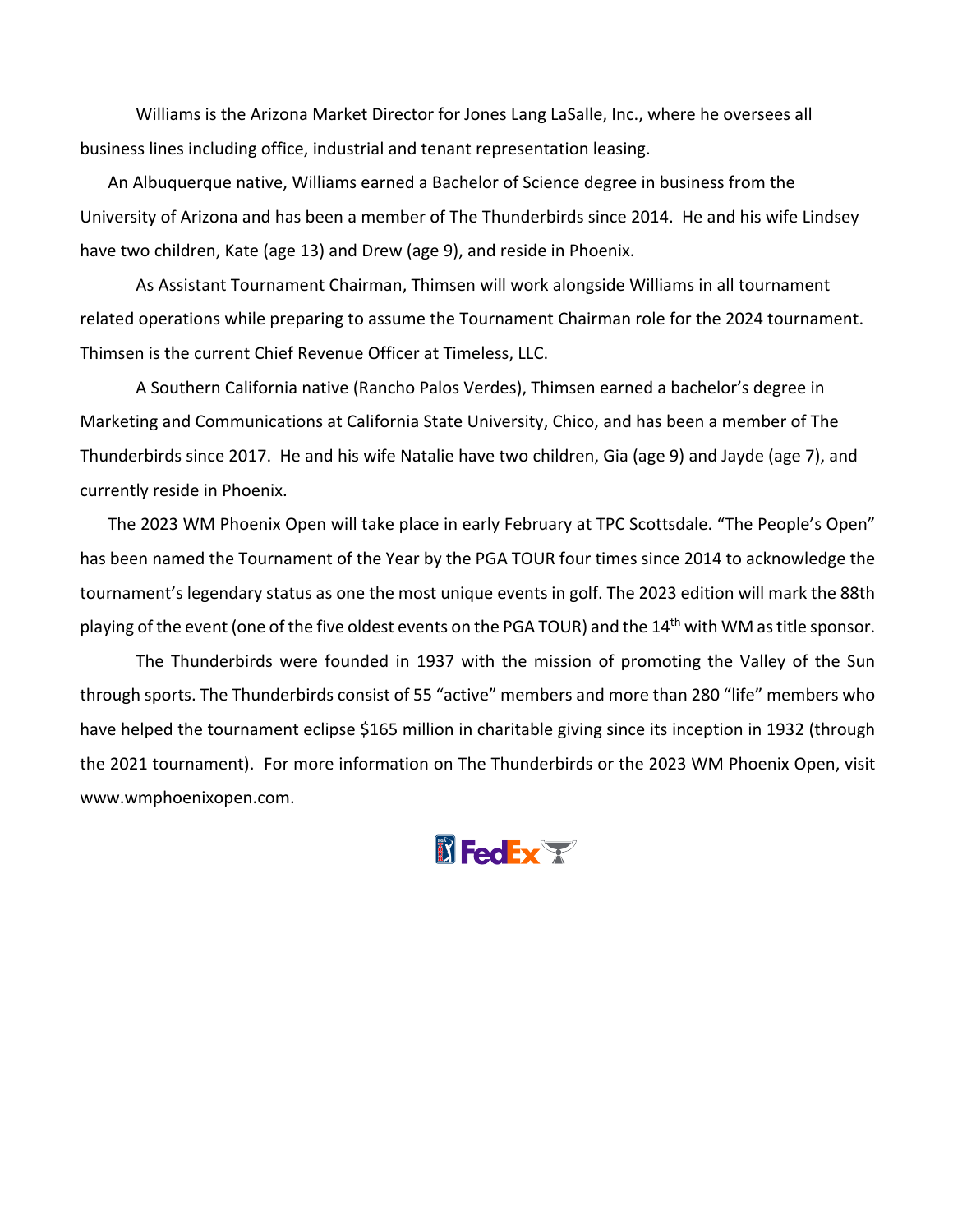Williams is the Arizona Market Director for Jones Lang LaSalle, Inc., where he oversees all business lines including office, industrial and tenant representation leasing.

An Albuquerque native, Williams earned a Bachelor of Science degree in business from the University of Arizona and has been a member of The Thunderbirds since 2014. He and his wife Lindsey have two children, Kate (age 13) and Drew (age 9), and reside in Phoenix.

As Assistant Tournament Chairman, Thimsen will work alongside Williams in all tournament related operations while preparing to assume the Tournament Chairman role for the 2024 tournament. Thimsen is the current Chief Revenue Officer at Timeless, LLC.

A Southern California native (Rancho Palos Verdes), Thimsen earned a bachelor's degree in Marketing and Communications at California State University, Chico, and has been a member of The Thunderbirds since 2017. He and his wife Natalie have two children, Gia (age 9) and Jayde (age 7), and currently reside in Phoenix.

The 2023 WM Phoenix Open will take place in early February at TPC Scottsdale. "The People's Open" has been named the Tournament of the Year by the PGA TOUR four times since 2014 to acknowledge the tournament's legendary status as one the most unique events in golf. The 2023 edition will mark the 88th playing of the event (one of the five oldest events on the PGA TOUR) and the 14th with WM as title sponsor.

The Thunderbirds were founded in 1937 with the mission of promoting the Valley of the Sun through sports. The Thunderbirds consist of 55 "active" members and more than 280 "life" members who have helped the tournament eclipse $165 million in charitable giving since its inception in 1932 (through the 2021 tournament). For more information on The Thunderbirds or the 2023 WM Phoenix Open, visit www.wmphoenixopen.com.